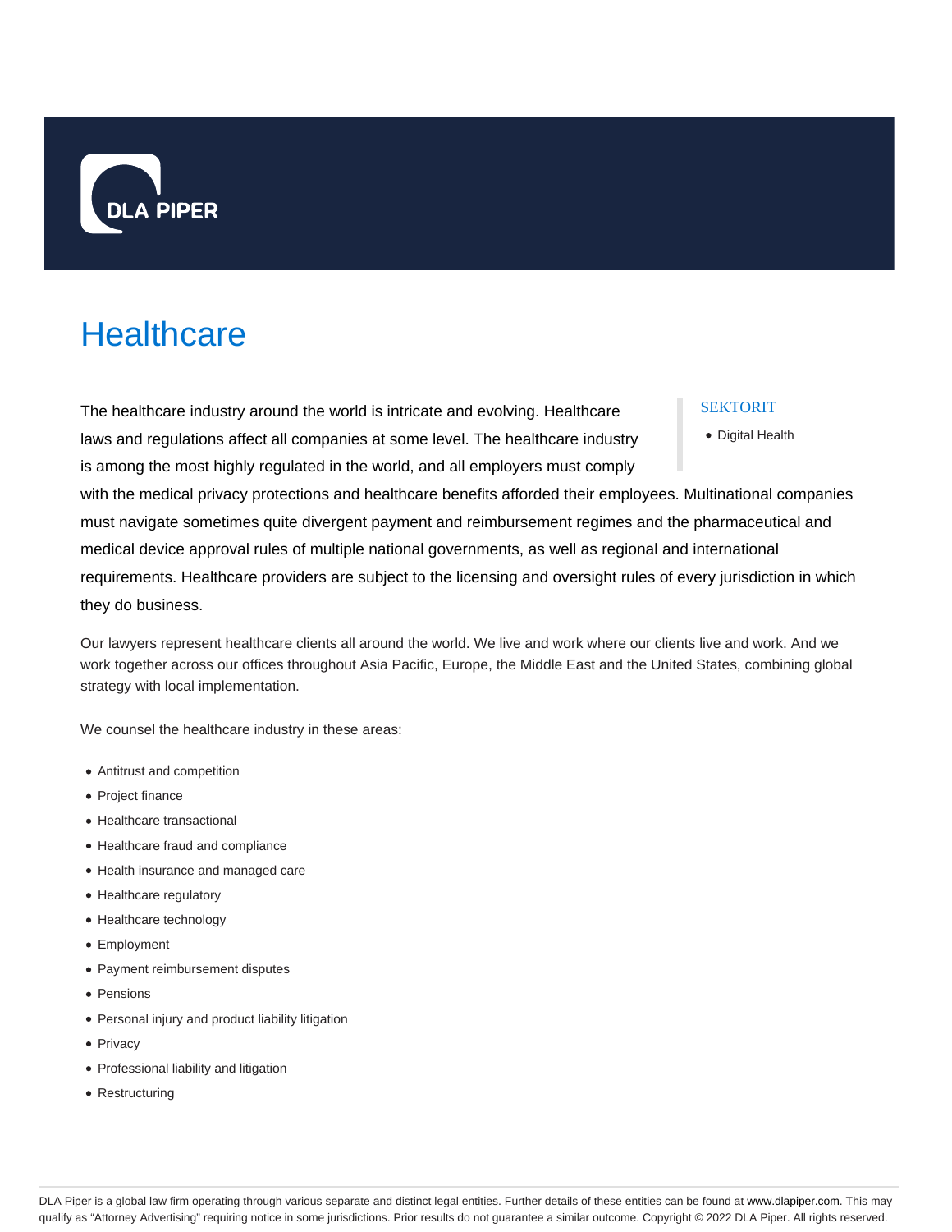# Healthcare

The healthcare industry around the world is intricate and evolving. Healthcare laws and regulations affect all companies at some level. The healthcare industry is among the most highly regulated in the world, and all employers must comply with the medical privacy protections and healthcare benefits afforded their employees. Multinational companies must navigate sometimes quite divergent payment and reimbursement regimes and the pharmaceutical and medical device approval rules of multiple national governments, as well as regional and international requirements. Healthcare providers are subject to the licensing and oversight rules of every jurisdiction in which they do business.

SEKTORIT

- Digital Health

Our lawyers represent healthcare clients all around the world. We live and work where our clients live and work. And we work together across our offices throughout Asia Pacific, Europe, the Middle East and the United States, combining global strategy with local implementation.

We counsel the healthcare industry in these areas:

- Antitrust and competition
- Project finance
- Healthcare transactional
- Healthcare fraud and compliance
- Health insurance and managed care
- Healthcare regulatory
- Healthcare technology
- Employment
- Payment reimbursement disputes
- Pensions
- Personal injury and product liability litigation
- Privacy
- Professional liability and litigation
- Restructuring

DLA Piper is a global law firm operating through various separate and distinct legal entities. Further details of these entities can be found at www.dlapiper.com. This may qualify as "Attorney Advertising" requiring notice in some jurisdictions. Prior results do not guarantee a similar outcome. Copyright © 2022 DLA Piper. All rights reserved.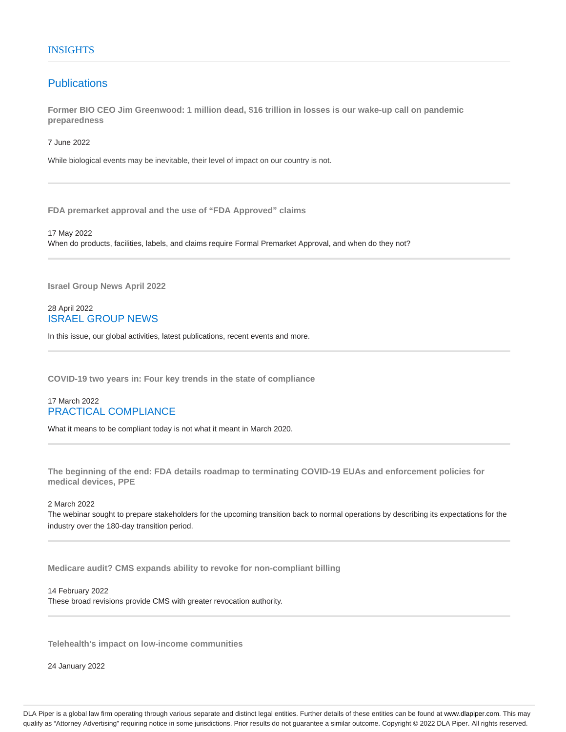INSIGHTS

## Publications

**Former BIO CEO Jim Greenwood: 1 million dead, $16 trillion in losses is our wake-up call on pandemic preparedness**

7 June 2022

While biological events may be inevitable, their level of impact on our country is not.

---

**FDA premarket approval and the use of “FDA Approved” claims**

17 May 2022

When do products, facilities, labels, and claims require Formal Premarket Approval, and when do they not?

---

**Israel Group News April 2022**

28 April 2022

ISRAEL GROUP NEWS

In this issue, our global activities, latest publications, recent events and more.

---

**COVID-19 two years in: Four key trends in the state of compliance**

17 March 2022

PRACTICAL COMPLIANCE

What it means to be compliant today is not what it meant in March 2020.

---

**The beginning of the end: FDA details roadmap to terminating COVID-19 EUAs and enforcement policies for medical devices, PPE**

2 March 2022

The webinar sought to prepare stakeholders for the upcoming transition back to normal operations by describing its expectations for the industry over the 180-day transition period.

---

**Medicare audit? CMS expands ability to revoke for non-compliant billing**

14 February 2022

These broad revisions provide CMS with greater revocation authority.

---

**Telehealth's impact on low-income communities**

24 January 2022

DLA Piper is a global law firm operating through various separate and distinct legal entities. Further details of these entities can be found at www.dlapiper.com. This may qualify as “Attorney Advertising” requiring notice in some jurisdictions. Prior results do not guarantee a similar outcome. Copyright © 2022 DLA Piper. All rights reserved.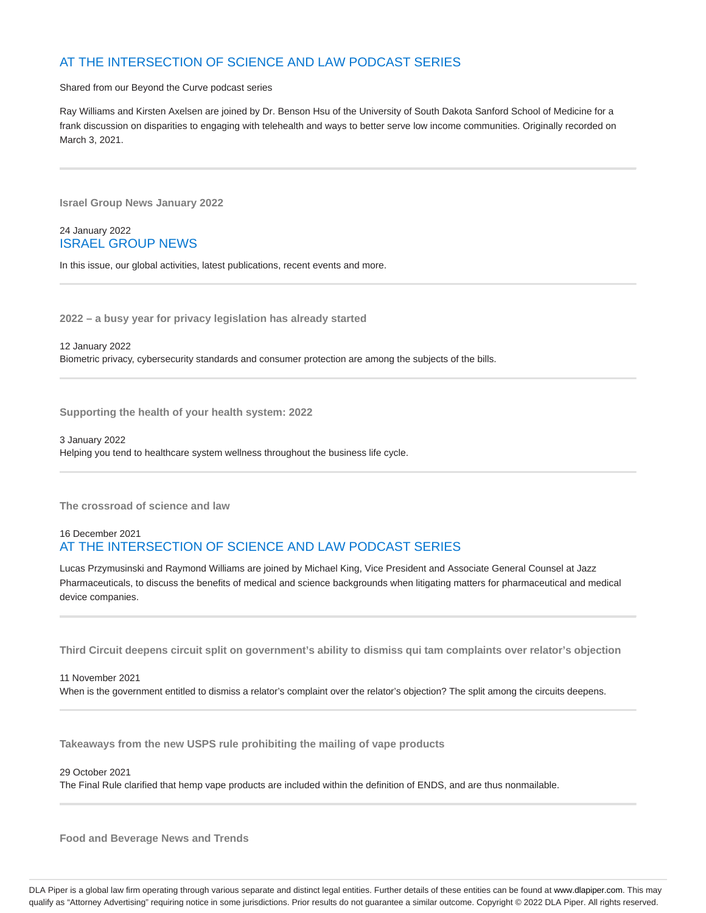### AT THE INTERSECTION OF SCIENCE AND LAW PODCAST SERIES

Shared from our Beyond the Curve podcast series

Ray Williams and Kirsten Axelsen are joined by Dr. Benson Hsu of the University of South Dakota Sanford School of Medicine for a frank discussion on disparities to engaging with telehealth and ways to better serve low income communities. Originally recorded on March 3, 2021.

---

**Israel Group News January 2022**

24 January 2022

### ISRAEL GROUP NEWS

In this issue, our global activities, latest publications, recent events and more.

---

**2022 – a busy year for privacy legislation has already started**

12 January 2022

Biometric privacy, cybersecurity standards and consumer protection are among the subjects of the bills.

---

**Supporting the health of your health system: 2022**

3 January 2022

Helping you tend to healthcare system wellness throughout the business life cycle.

---

**The crossroad of science and law**

16 December 2021

### AT THE INTERSECTION OF SCIENCE AND LAW PODCAST SERIES

Lucas Przymusinski and Raymond Williams are joined by Michael King, Vice President and Associate General Counsel at Jazz Pharmaceuticals, to discuss the benefits of medical and science backgrounds when litigating matters for pharmaceutical and medical device companies.

---

**Third Circuit deepens circuit split on government's ability to dismiss qui tam complaints over relator's objection**

11 November 2021

When is the government entitled to dismiss a relator's complaint over the relator's objection? The split among the circuits deepens.

---

**Takeaways from the new USPS rule prohibiting the mailing of vape products**

29 October 2021

The Final Rule clarified that hemp vape products are included within the definition of ENDS, and are thus nonmailable.

---

**Food and Beverage News and Trends**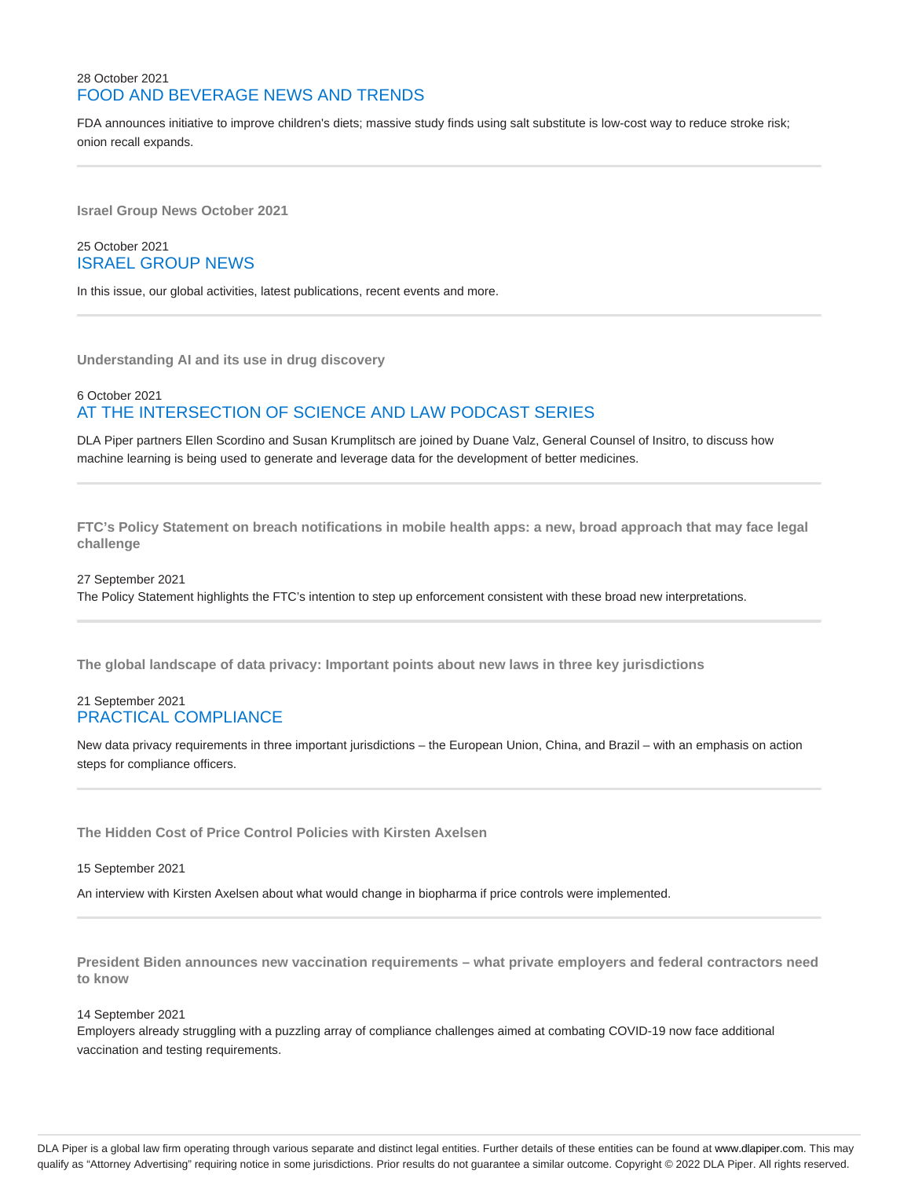28 October 2021

FOOD AND BEVERAGE NEWS AND TRENDS

FDA announces initiative to improve children's diets; massive study finds using salt substitute is low-cost way to reduce stroke risk; onion recall expands.

---

**Israel Group News October 2021**

25 October 2021

ISRAEL GROUP NEWS

In this issue, our global activities, latest publications, recent events and more.

---

**Understanding AI and its use in drug discovery**

6 October 2021

AT THE INTERSECTION OF SCIENCE AND LAW PODCAST SERIES

DLA Piper partners Ellen Scordino and Susan Krumplitsch are joined by Duane Valz, General Counsel of Insitro, to discuss how machine learning is being used to generate and leverage data for the development of better medicines.

---

**FTC's Policy Statement on breach notifications in mobile health apps: a new, broad approach that may face legal challenge**

27 September 2021

The Policy Statement highlights the FTC's intention to step up enforcement consistent with these broad new interpretations.

---

**The global landscape of data privacy: Important points about new laws in three key jurisdictions**

21 September 2021

PRACTICAL COMPLIANCE

New data privacy requirements in three important jurisdictions – the European Union, China, and Brazil – with an emphasis on action steps for compliance officers.

---

**The Hidden Cost of Price Control Policies with Kirsten Axelsen**

15 September 2021

An interview with Kirsten Axelsen about what would change in biopharma if price controls were implemented.

---

**President Biden announces new vaccination requirements – what private employers and federal contractors need to know**

14 September 2021

Employers already struggling with a puzzling array of compliance challenges aimed at combating COVID-19 now face additional vaccination and testing requirements.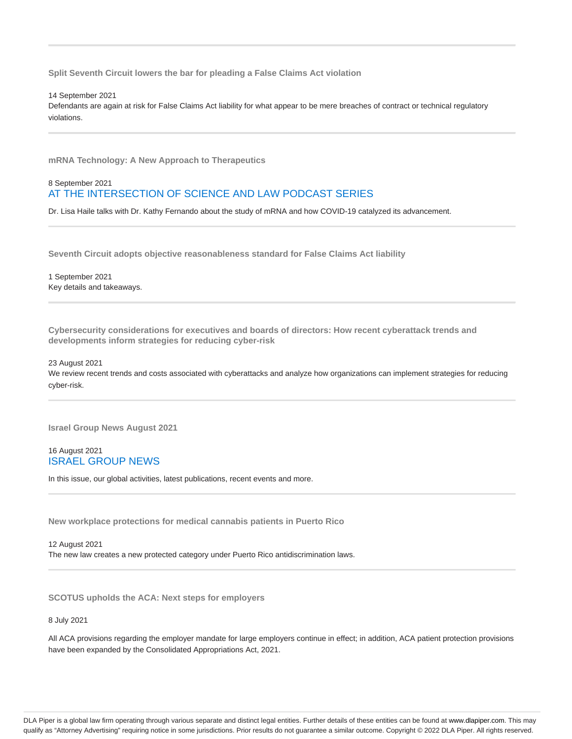---

**Split Seventh Circuit lowers the bar for pleading a False Claims Act violation**

14 September 2021

Defendants are again at risk for False Claims Act liability for what appear to be mere breaches of contract or technical regulatory violations.

---

**mRNA Technology: A New Approach to Therapeutics**

8 September 2021

AT THE INTERSECTION OF SCIENCE AND LAW PODCAST SERIES

Dr. Lisa Haile talks with Dr. Kathy Fernando about the study of mRNA and how COVID-19 catalyzed its advancement.

---

**Seventh Circuit adopts objective reasonableness standard for False Claims Act liability**

1 September 2021

Key details and takeaways.

---

**Cybersecurity considerations for executives and boards of directors: How recent cyberattack trends and developments inform strategies for reducing cyber-risk**

23 August 2021

We review recent trends and costs associated with cyberattacks and analyze how organizations can implement strategies for reducing cyber-risk.

---

**Israel Group News August 2021**

16 August 2021

ISRAEL GROUP NEWS

In this issue, our global activities, latest publications, recent events and more.

---

**New workplace protections for medical cannabis patients in Puerto Rico**

12 August 2021

The new law creates a new protected category under Puerto Rico antidiscrimination laws.

---

**SCOTUS upholds the ACA: Next steps for employers**

8 July 2021

All ACA provisions regarding the employer mandate for large employers continue in effect; in addition, ACA patient protection provisions have been expanded by the Consolidated Appropriations Act, 2021.

DLA Piper is a global law firm operating through various separate and distinct legal entities. Further details of these entities can be found at www.dlapiper.com. This may qualify as "Attorney Advertising" requiring notice in some jurisdictions. Prior results do not guarantee a similar outcome. Copyright © 2022 DLA Piper. All rights reserved.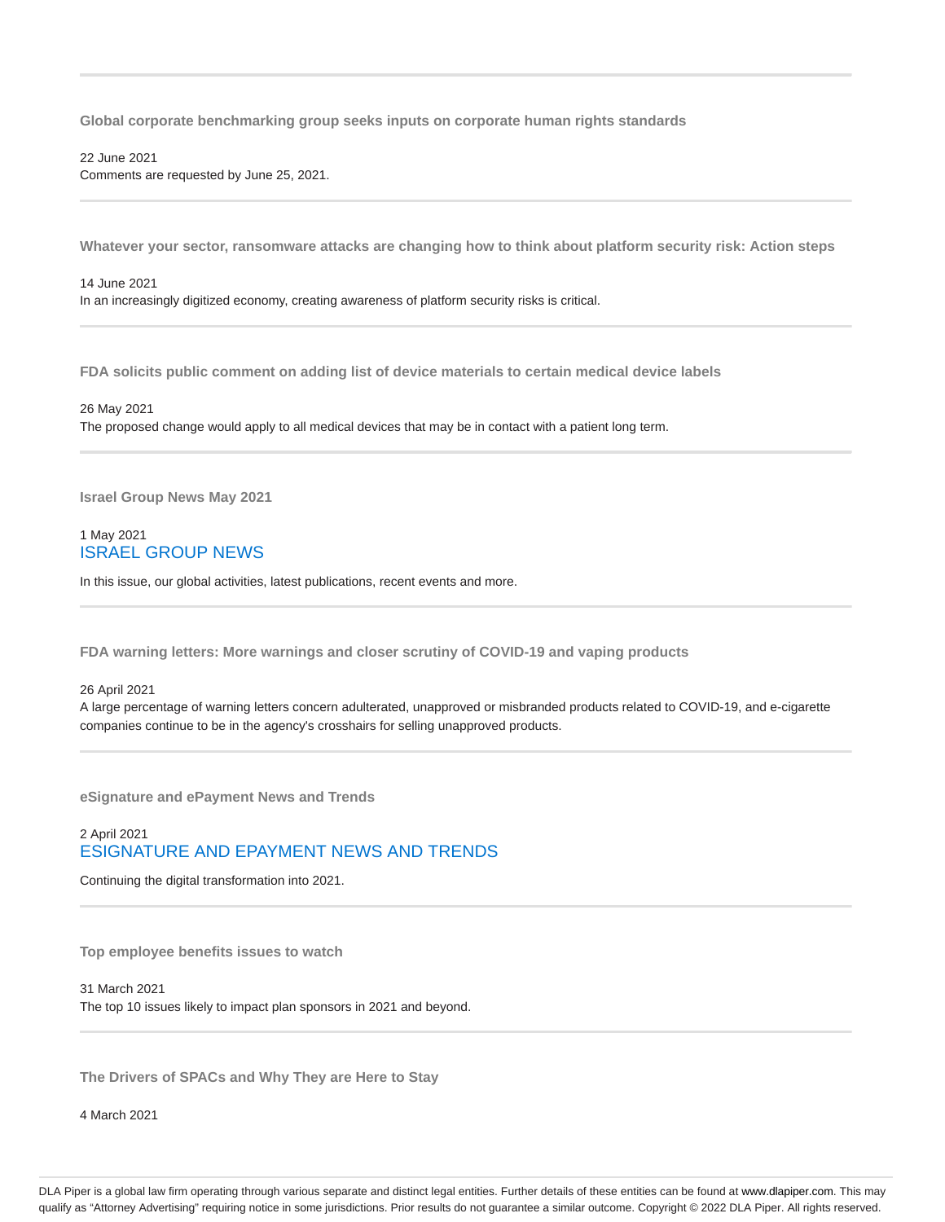---

### Global corporate benchmarking group seeks inputs on corporate human rights standards

22 June 2021

Comments are requested by June 25, 2021.

---

### Whatever your sector, ransomware attacks are changing how to think about platform security risk: Action steps

14 June 2021

In an increasingly digitized economy, creating awareness of platform security risks is critical.

---

### FDA solicits public comment on adding list of device materials to certain medical device labels

26 May 2021

The proposed change would apply to all medical devices that may be in contact with a patient long term.

---

### Israel Group News May 2021

1 May 2021

ISRAEL GROUP NEWS

In this issue, our global activities, latest publications, recent events and more.

---

### FDA warning letters: More warnings and closer scrutiny of COVID-19 and vaping products

26 April 2021

A large percentage of warning letters concern adulterated, unapproved or misbranded products related to COVID-19, and e-cigarette companies continue to be in the agency's crosshairs for selling unapproved products.

---

### eSignature and ePayment News and Trends

2 April 2021

ESIGNATURE AND EPAYMENT NEWS AND TRENDS

Continuing the digital transformation into 2021.

---

### Top employee benefits issues to watch

31 March 2021

The top 10 issues likely to impact plan sponsors in 2021 and beyond.

---

### The Drivers of SPACs and Why They are Here to Stay

4 March 2021

DLA Piper is a global law firm operating through various separate and distinct legal entities. Further details of these entities can be found at www.dlapiper.com. This may qualify as "Attorney Advertising" requiring notice in some jurisdictions. Prior results do not guarantee a similar outcome. Copyright © 2022 DLA Piper. All rights reserved.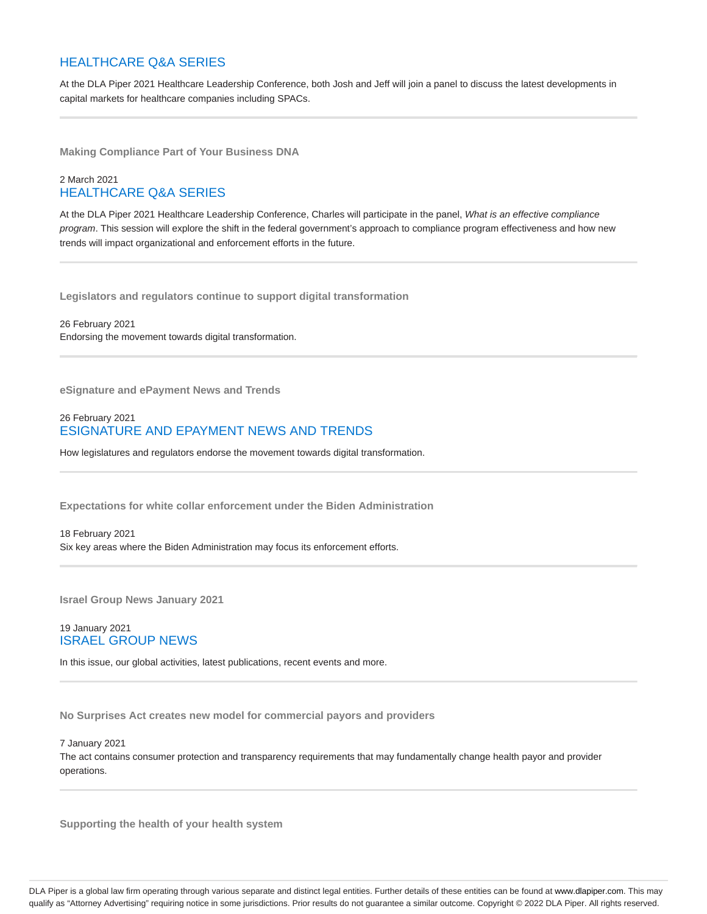HEALTHCARE Q&A SERIES

At the DLA Piper 2021 Healthcare Leadership Conference, both Josh and Jeff will join a panel to discuss the latest developments in capital markets for healthcare companies including SPACs.

---

**Making Compliance Part of Your Business DNA**

2 March 2021

HEALTHCARE Q&A SERIES

At the DLA Piper 2021 Healthcare Leadership Conference, Charles will participate in the panel, *What is an effective compliance program*. This session will explore the shift in the federal government's approach to compliance program effectiveness and how new trends will impact organizational and enforcement efforts in the future.

---

**Legislators and regulators continue to support digital transformation**

26 February 2021

Endorsing the movement towards digital transformation.

---

**eSignature and ePayment News and Trends**

26 February 2021

ESIGNATURE AND EPAYMENT NEWS AND TRENDS

How legislatures and regulators endorse the movement towards digital transformation.

---

**Expectations for white collar enforcement under the Biden Administration**

18 February 2021

Six key areas where the Biden Administration may focus its enforcement efforts.

---

**Israel Group News January 2021**

19 January 2021

ISRAEL GROUP NEWS

In this issue, our global activities, latest publications, recent events and more.

---

**No Surprises Act creates new model for commercial payors and providers**

7 January 2021

The act contains consumer protection and transparency requirements that may fundamentally change health payor and provider operations.

---

**Supporting the health of your health system**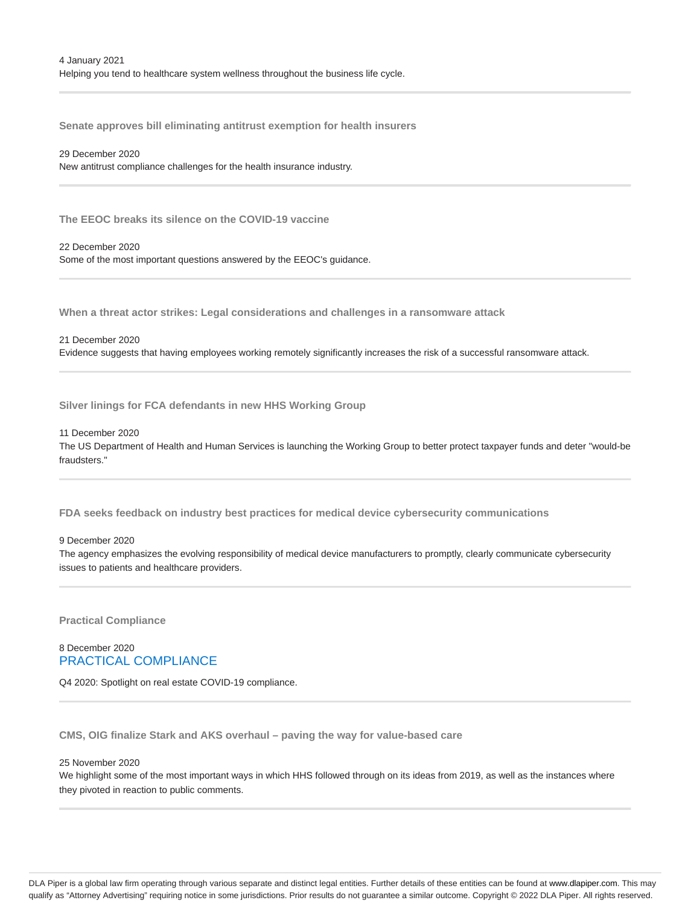4 January 2021
Helping you tend to healthcare system wellness throughout the business life cycle.

---

### Senate approves bill eliminating antitrust exemption for health insurers

29 December 2020
New antitrust compliance challenges for the health insurance industry.

---

### The EEOC breaks its silence on the COVID-19 vaccine

22 December 2020
Some of the most important questions answered by the EEOC's guidance.

---

### When a threat actor strikes: Legal considerations and challenges in a ransomware attack

21 December 2020
Evidence suggests that having employees working remotely significantly increases the risk of a successful ransomware attack.

---

### Silver linings for FCA defendants in new HHS Working Group

11 December 2020
The US Department of Health and Human Services is launching the Working Group to better protect taxpayer funds and deter "would-be fraudsters."

---

### FDA seeks feedback on industry best practices for medical device cybersecurity communications

9 December 2020
The agency emphasizes the evolving responsibility of medical device manufacturers to promptly, clearly communicate cybersecurity issues to patients and healthcare providers.

---

### Practical Compliance

8 December 2020
PRACTICAL COMPLIANCE

Q4 2020: Spotlight on real estate COVID-19 compliance.

---

### CMS, OIG finalize Stark and AKS overhaul – paving the way for value-based care

25 November 2020
We highlight some of the most important ways in which HHS followed through on its ideas from 2019, as well as the instances where they pivoted in reaction to public comments.

---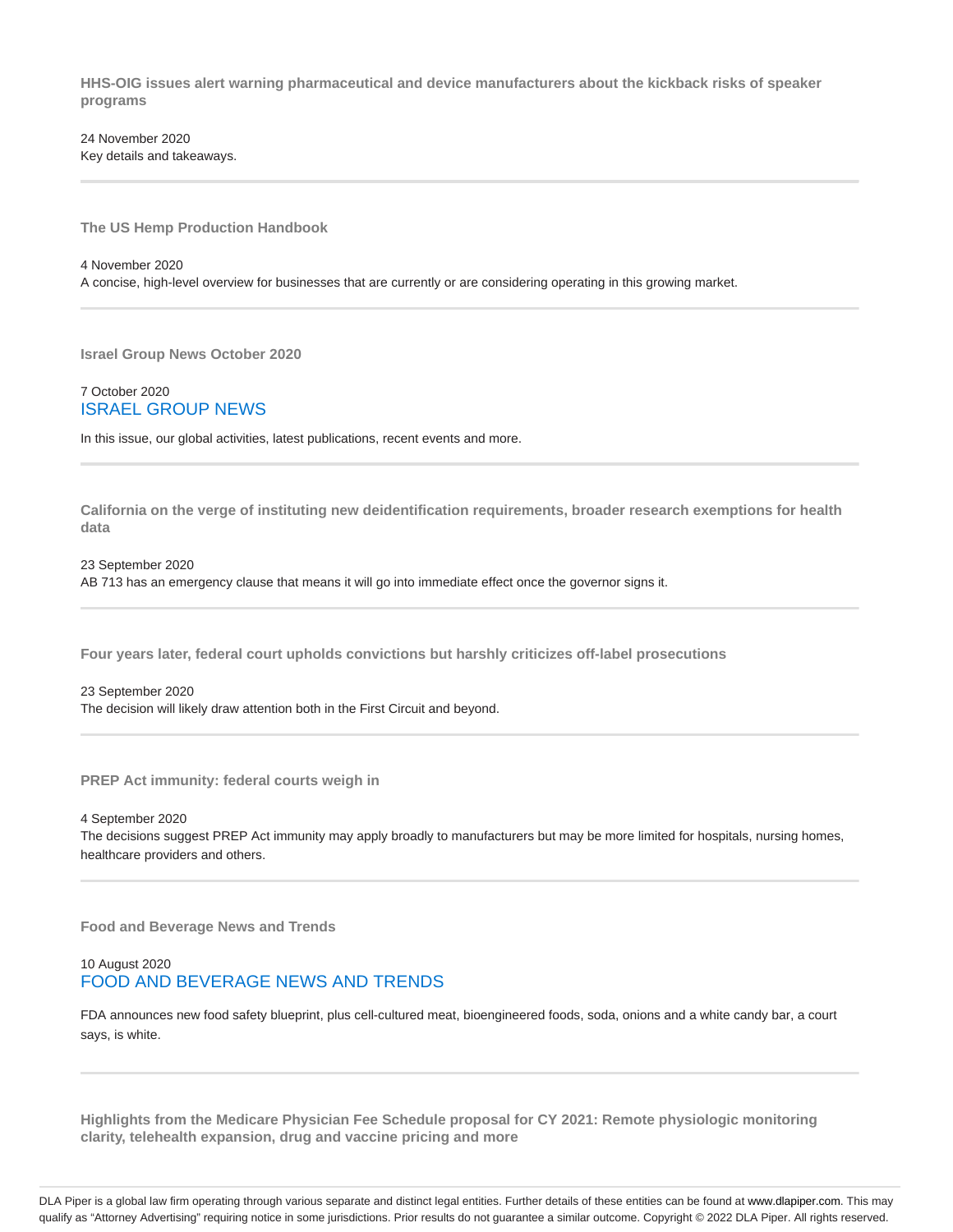**HHS-OIG issues alert warning pharmaceutical and device manufacturers about the kickback risks of speaker programs**

24 November 2020

Key details and takeaways.

---

**The US Hemp Production Handbook**

4 November 2020

A concise, high-level overview for businesses that are currently or are considering operating in this growing market.

---

**Israel Group News October 2020**

7 October 2020

ISRAEL GROUP NEWS

In this issue, our global activities, latest publications, recent events and more.

---

**California on the verge of instituting new deidentification requirements, broader research exemptions for health data**

23 September 2020

AB 713 has an emergency clause that means it will go into immediate effect once the governor signs it.

---

**Four years later, federal court upholds convictions but harshly criticizes off-label prosecutions**

23 September 2020

The decision will likely draw attention both in the First Circuit and beyond.

---

**PREP Act immunity: federal courts weigh in**

4 September 2020

The decisions suggest PREP Act immunity may apply broadly to manufacturers but may be more limited for hospitals, nursing homes, healthcare providers and others.

---

**Food and Beverage News and Trends**

10 August 2020

FOOD AND BEVERAGE NEWS AND TRENDS

FDA announces new food safety blueprint, plus cell-cultured meat, bioengineered foods, soda, onions and a white candy bar, a court says, is white.

---

**Highlights from the Medicare Physician Fee Schedule proposal for CY 2021: Remote physiologic monitoring clarity, telehealth expansion, drug and vaccine pricing and more**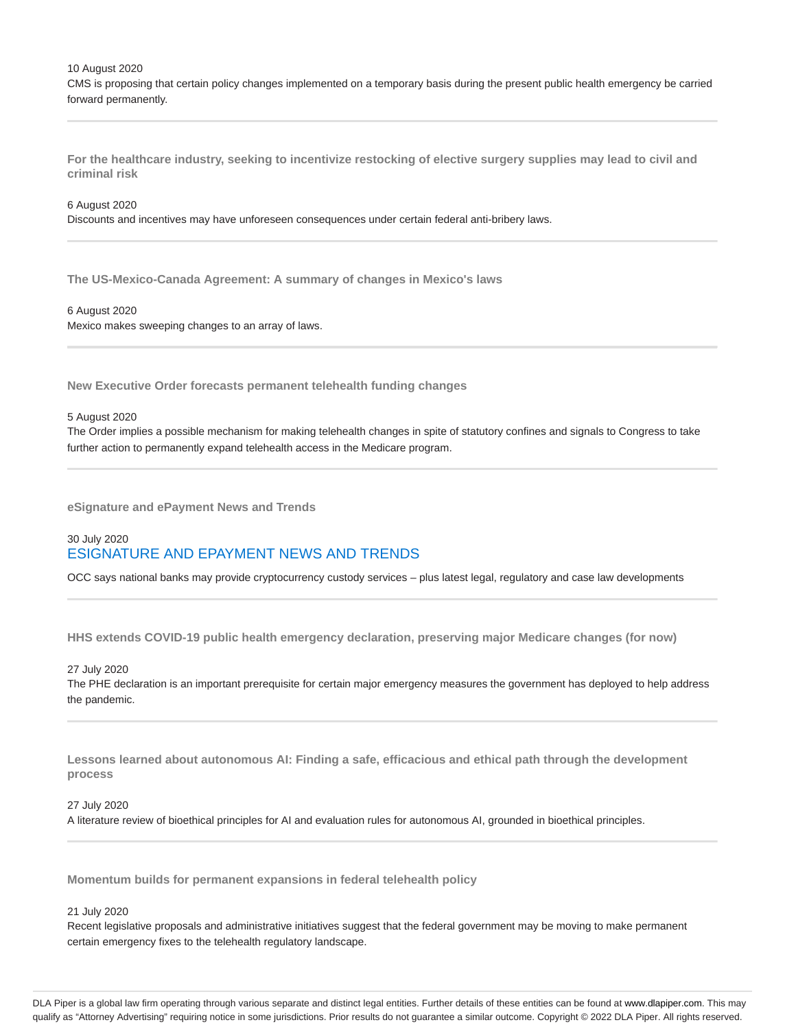10 August 2020

CMS is proposing that certain policy changes implemented on a temporary basis during the present public health emergency be carried forward permanently.

---

### For the healthcare industry, seeking to incentivize restocking of elective surgery supplies may lead to civil and criminal risk

6 August 2020

Discounts and incentives may have unforeseen consequences under certain federal anti-bribery laws.

---

### The US-Mexico-Canada Agreement: A summary of changes in Mexico's laws

6 August 2020

Mexico makes sweeping changes to an array of laws.

---

### New Executive Order forecasts permanent telehealth funding changes

5 August 2020

The Order implies a possible mechanism for making telehealth changes in spite of statutory confines and signals to Congress to take further action to permanently expand telehealth access in the Medicare program.

---

### eSignature and ePayment News and Trends

30 July 2020

ESIGNATURE AND EPAYMENT NEWS AND TRENDS

OCC says national banks may provide cryptocurrency custody services – plus latest legal, regulatory and case law developments

---

### HHS extends COVID-19 public health emergency declaration, preserving major Medicare changes (for now)

27 July 2020

The PHE declaration is an important prerequisite for certain major emergency measures the government has deployed to help address the pandemic.

---

### Lessons learned about autonomous AI: Finding a safe, efficacious and ethical path through the development process

27 July 2020

A literature review of bioethical principles for AI and evaluation rules for autonomous AI, grounded in bioethical principles.

---

### Momentum builds for permanent expansions in federal telehealth policy

21 July 2020

Recent legislative proposals and administrative initiatives suggest that the federal government may be moving to make permanent certain emergency fixes to the telehealth regulatory landscape.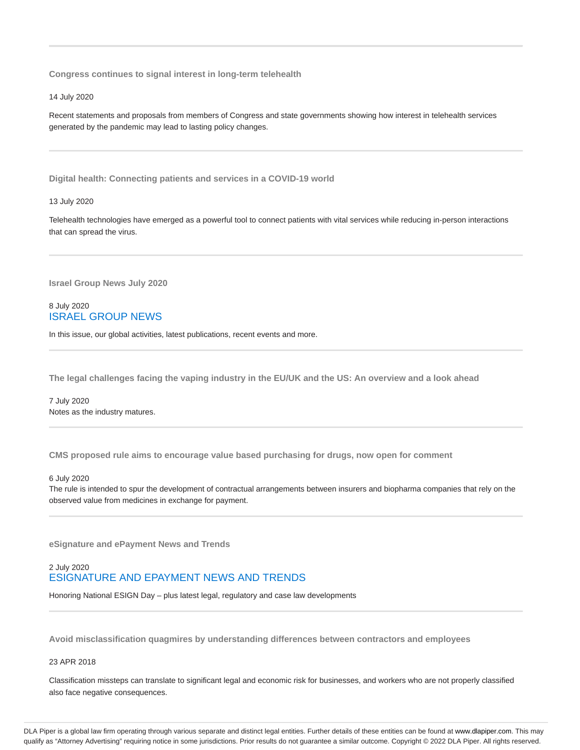---

**Congress continues to signal interest in long-term telehealth**

14 July 2020

Recent statements and proposals from members of Congress and state governments showing how interest in telehealth services generated by the pandemic may lead to lasting policy changes.

---

**Digital health: Connecting patients and services in a COVID-19 world**

13 July 2020

Telehealth technologies have emerged as a powerful tool to connect patients with vital services while reducing in-person interactions that can spread the virus.

---

**Israel Group News July 2020**

8 July 2020
ISRAEL GROUP NEWS

In this issue, our global activities, latest publications, recent events and more.

---

**The legal challenges facing the vaping industry in the EU/UK and the US: An overview and a look ahead**

7 July 2020
Notes as the industry matures.

---

**CMS proposed rule aims to encourage value based purchasing for drugs, now open for comment**

6 July 2020
The rule is intended to spur the development of contractual arrangements between insurers and biopharma companies that rely on the observed value from medicines in exchange for payment.

---

**eSignature and ePayment News and Trends**

2 July 2020
ESIGNATURE AND EPAYMENT NEWS AND TRENDS

Honoring National ESIGN Day – plus latest legal, regulatory and case law developments

---

**Avoid misclassification quagmires by understanding differences between contractors and employees**

23 APR 2018

Classification missteps can translate to significant legal and economic risk for businesses, and workers who are not properly classified also face negative consequences.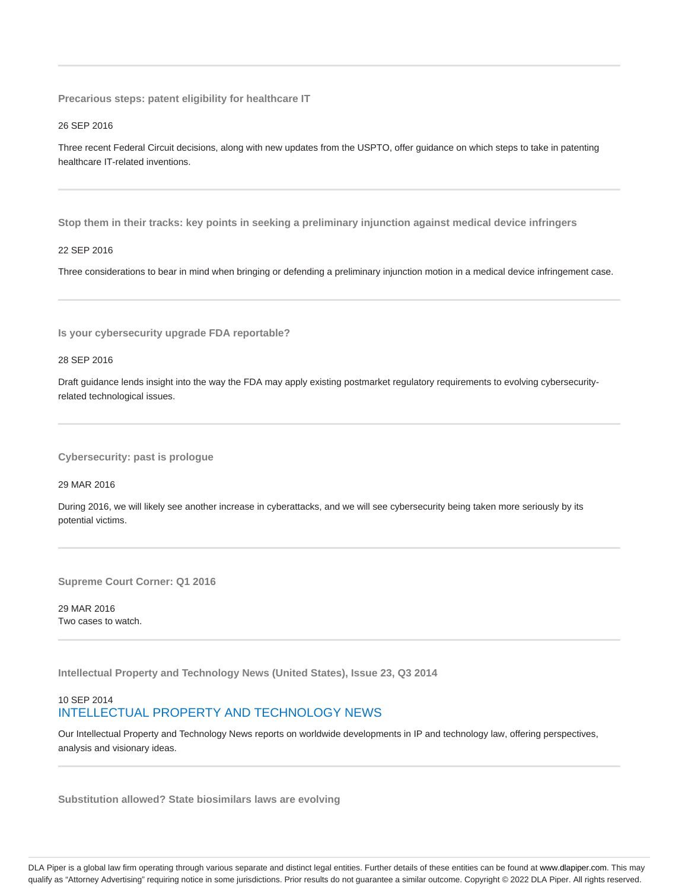### Precarious steps: patent eligibility for healthcare IT

26 SEP 2016

Three recent Federal Circuit decisions, along with new updates from the USPTO, offer guidance on which steps to take in patenting healthcare IT-related inventions.

---

### Stop them in their tracks: key points in seeking a preliminary injunction against medical device infringers

22 SEP 2016

Three considerations to bear in mind when bringing or defending a preliminary injunction motion in a medical device infringement case.

---

### Is your cybersecurity upgrade FDA reportable?

28 SEP 2016

Draft guidance lends insight into the way the FDA may apply existing postmarket regulatory requirements to evolving cybersecurity-related technological issues.

---

### Cybersecurity: past is prologue

29 MAR 2016

During 2016, we will likely see another increase in cyberattacks, and we will see cybersecurity being taken more seriously by its potential victims.

---

### Supreme Court Corner: Q1 2016

29 MAR 2016
Two cases to watch.

---

### Intellectual Property and Technology News (United States), Issue 23, Q3 2014

10 SEP 2014
INTELLECTUAL PROPERTY AND TECHNOLOGY NEWS

Our Intellectual Property and Technology News reports on worldwide developments in IP and technology law, offering perspectives, analysis and visionary ideas.

---

### Substitution allowed? State biosimilars laws are evolving

DLA Piper is a global law firm operating through various separate and distinct legal entities. Further details of these entities can be found at www.dlapiper.com. This may qualify as "Attorney Advertising" requiring notice in some jurisdictions. Prior results do not guarantee a similar outcome. Copyright © 2022 DLA Piper. All rights reserved.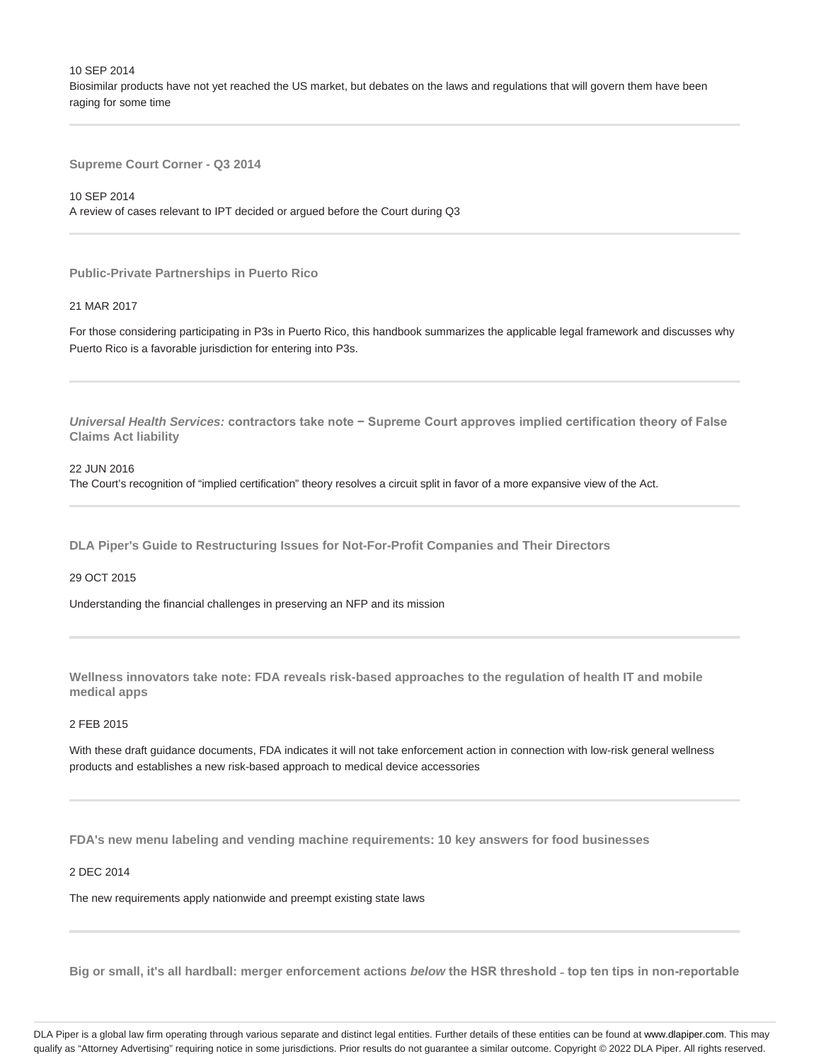10 SEP 2014

Biosimilar products have not yet reached the US market, but debates on the laws and regulations that will govern them have been raging for some time

---

**Supreme Court Corner - Q3 2014**

10 SEP 2014

A review of cases relevant to IPT decided or argued before the Court during Q3

---

**Public-Private Partnerships in Puerto Rico**

21 MAR 2017

For those considering participating in P3s in Puerto Rico, this handbook summarizes the applicable legal framework and discusses why Puerto Rico is a favorable jurisdiction for entering into P3s.

---

***Universal Health Services:*** **contractors take note − Supreme Court approves implied certification theory of False Claims Act liability**

22 JUN 2016

The Court's recognition of "implied certification" theory resolves a circuit split in favor of a more expansive view of the Act.

---

**DLA Piper's Guide to Restructuring Issues for Not-For-Profit Companies and Their Directors**

29 OCT 2015

Understanding the financial challenges in preserving an NFP and its mission

---

**Wellness innovators take note: FDA reveals risk-based approaches to the regulation of health IT and mobile medical apps**

2 FEB 2015

With these draft guidance documents, FDA indicates it will not take enforcement action in connection with low-risk general wellness products and establishes a new risk-based approach to medical device accessories

---

**FDA's new menu labeling and vending machine requirements: 10 key answers for food businesses**

2 DEC 2014

The new requirements apply nationwide and preempt existing state laws

---

**Big or small, it's all hardball: merger enforcement actions *below* the HSR threshold – top ten tips in non-reportable**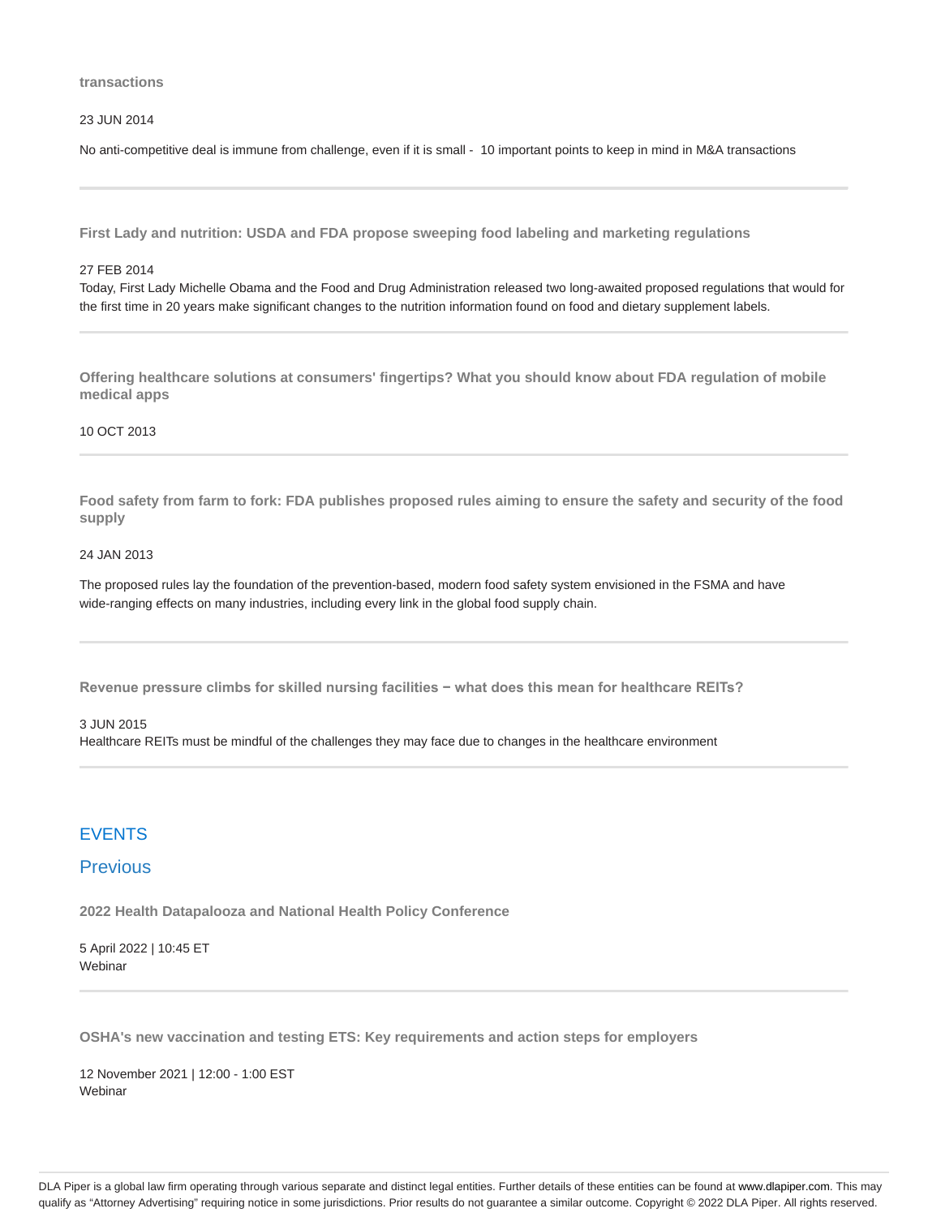**transactions**

23 JUN 2014

No anti-competitive deal is immune from challenge, even if it is small - 10 important points to keep in mind in M&A transactions

---

**First Lady and nutrition: USDA and FDA propose sweeping food labeling and marketing regulations**

27 FEB 2014

Today, First Lady Michelle Obama and the Food and Drug Administration released two long-awaited proposed regulations that would for the first time in 20 years make significant changes to the nutrition information found on food and dietary supplement labels.

---

**Offering healthcare solutions at consumers' fingertips? What you should know about FDA regulation of mobile medical apps**

10 OCT 2013

---

**Food safety from farm to fork: FDA publishes proposed rules aiming to ensure the safety and security of the food supply**

24 JAN 2013

The proposed rules lay the foundation of the prevention-based, modern food safety system envisioned in the FSMA and have wide-ranging effects on many industries, including every link in the global food supply chain.

---

**Revenue pressure climbs for skilled nursing facilities − what does this mean for healthcare REITs?**

3 JUN 2015

Healthcare REITs must be mindful of the challenges they may face due to changes in the healthcare environment

---

## EVENTS

### Previous

**2022 Health Datapalooza and National Health Policy Conference**

5 April 2022 | 10:45 ET
Webinar

---

**OSHA's new vaccination and testing ETS: Key requirements and action steps for employers**

12 November 2021 | 12:00 - 1:00 EST
Webinar

DLA Piper is a global law firm operating through various separate and distinct legal entities. Further details of these entities can be found at www.dlapiper.com. This may qualify as "Attorney Advertising" requiring notice in some jurisdictions. Prior results do not guarantee a similar outcome. Copyright © 2022 DLA Piper. All rights reserved.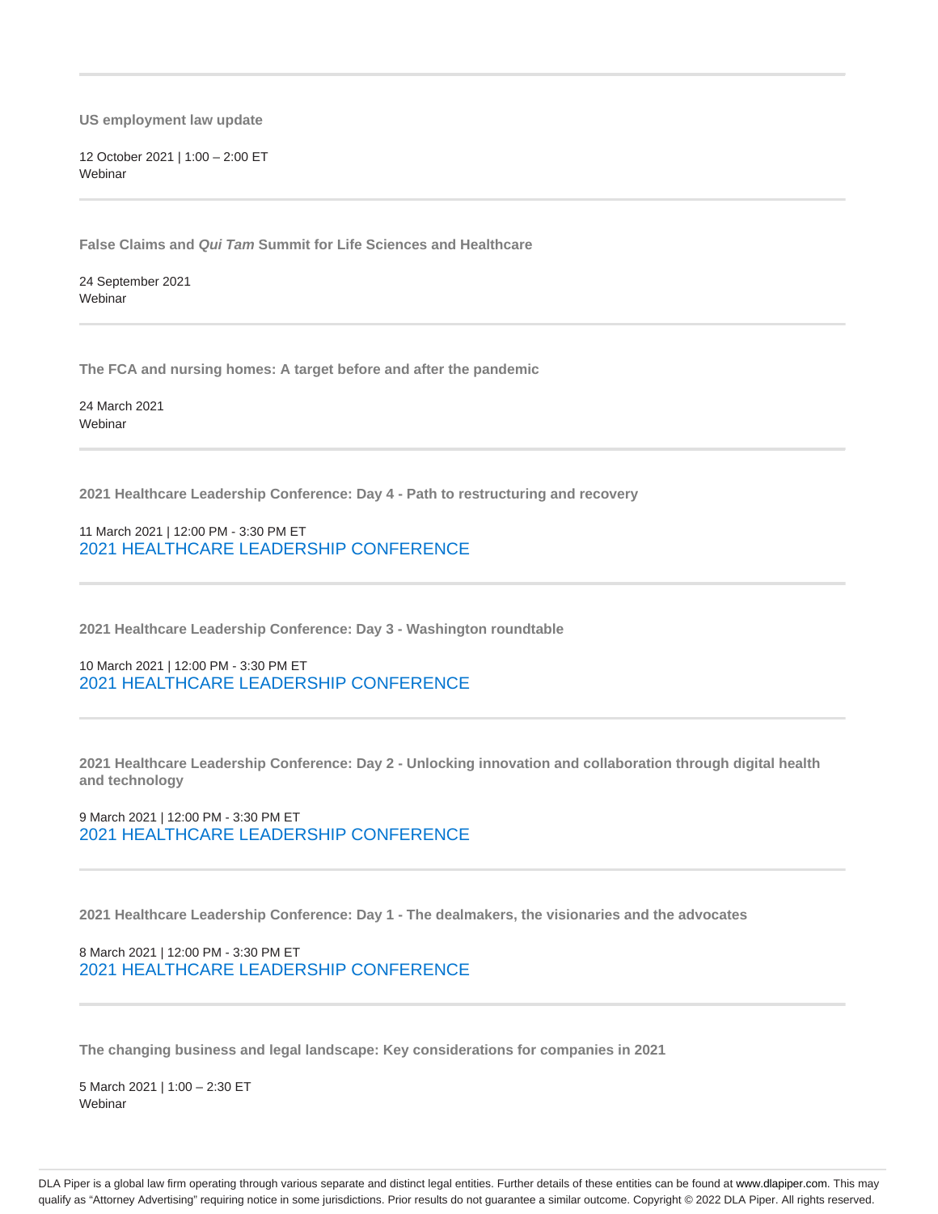**US employment law update**

12 October 2021 | 1:00 – 2:00 ET
Webinar

---

**False Claims and *Qui Tam* Summit for Life Sciences and Healthcare**

24 September 2021
Webinar

---

**The FCA and nursing homes: A target before and after the pandemic**

24 March 2021
Webinar

---

**2021 Healthcare Leadership Conference: Day 4 - Path to restructuring and recovery**

11 March 2021 | 12:00 PM - 3:30 PM ET
2021 HEALTHCARE LEADERSHIP CONFERENCE

---

**2021 Healthcare Leadership Conference: Day 3 - Washington roundtable**

10 March 2021 | 12:00 PM - 3:30 PM ET
2021 HEALTHCARE LEADERSHIP CONFERENCE

---

**2021 Healthcare Leadership Conference: Day 2 - Unlocking innovation and collaboration through digital health and technology**

9 March 2021 | 12:00 PM - 3:30 PM ET
2021 HEALTHCARE LEADERSHIP CONFERENCE

---

**2021 Healthcare Leadership Conference: Day 1 - The dealmakers, the visionaries and the advocates**

8 March 2021 | 12:00 PM - 3:30 PM ET
2021 HEALTHCARE LEADERSHIP CONFERENCE

---

**The changing business and legal landscape: Key considerations for companies in 2021**

5 March 2021 | 1:00 – 2:30 ET
Webinar

DLA Piper is a global law firm operating through various separate and distinct legal entities. Further details of these entities can be found at www.dlapiper.com. This may qualify as "Attorney Advertising" requiring notice in some jurisdictions. Prior results do not guarantee a similar outcome. Copyright © 2022 DLA Piper. All rights reserved.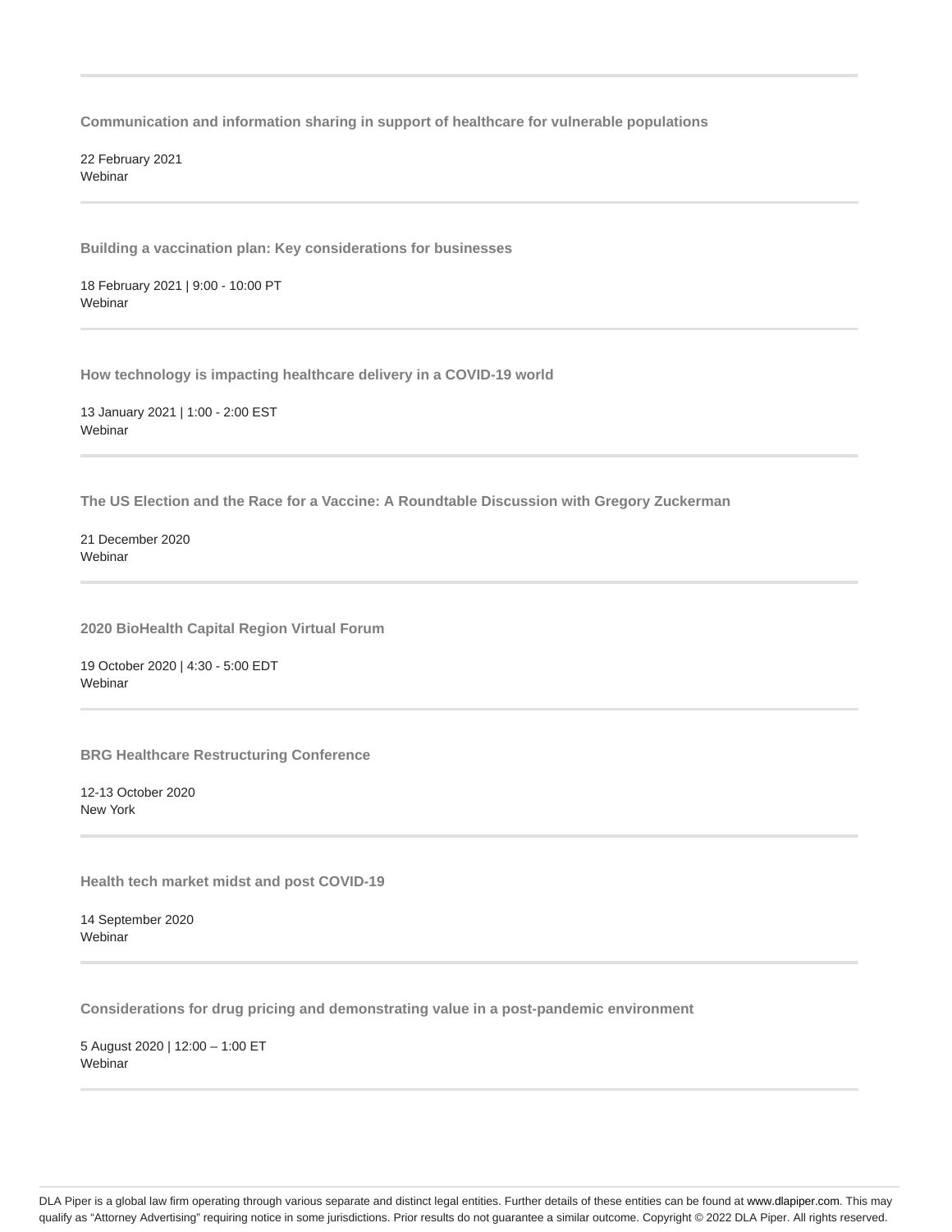**Communication and information sharing in support of healthcare for vulnerable populations**

22 February 2021
Webinar

---

**Building a vaccination plan: Key considerations for businesses**

18 February 2021 | 9:00 - 10:00 PT
Webinar

---

**How technology is impacting healthcare delivery in a COVID-19 world**

13 January 2021 | 1:00 - 2:00 EST
Webinar

---

**The US Election and the Race for a Vaccine: A Roundtable Discussion with Gregory Zuckerman**

21 December 2020
Webinar

---

**2020 BioHealth Capital Region Virtual Forum**

19 October 2020 | 4:30 - 5:00 EDT
Webinar

---

**BRG Healthcare Restructuring Conference**

12-13 October 2020
New York

---

**Health tech market midst and post COVID-19**

14 September 2020
Webinar

---

**Considerations for drug pricing and demonstrating value in a post-pandemic environment**

5 August 2020 | 12:00 – 1:00 ET
Webinar

---

DLA Piper is a global law firm operating through various separate and distinct legal entities. Further details of these entities can be found at www.dlapiper.com. This may qualify as "Attorney Advertising" requiring notice in some jurisdictions. Prior results do not guarantee a similar outcome. Copyright © 2022 DLA Piper. All rights reserved.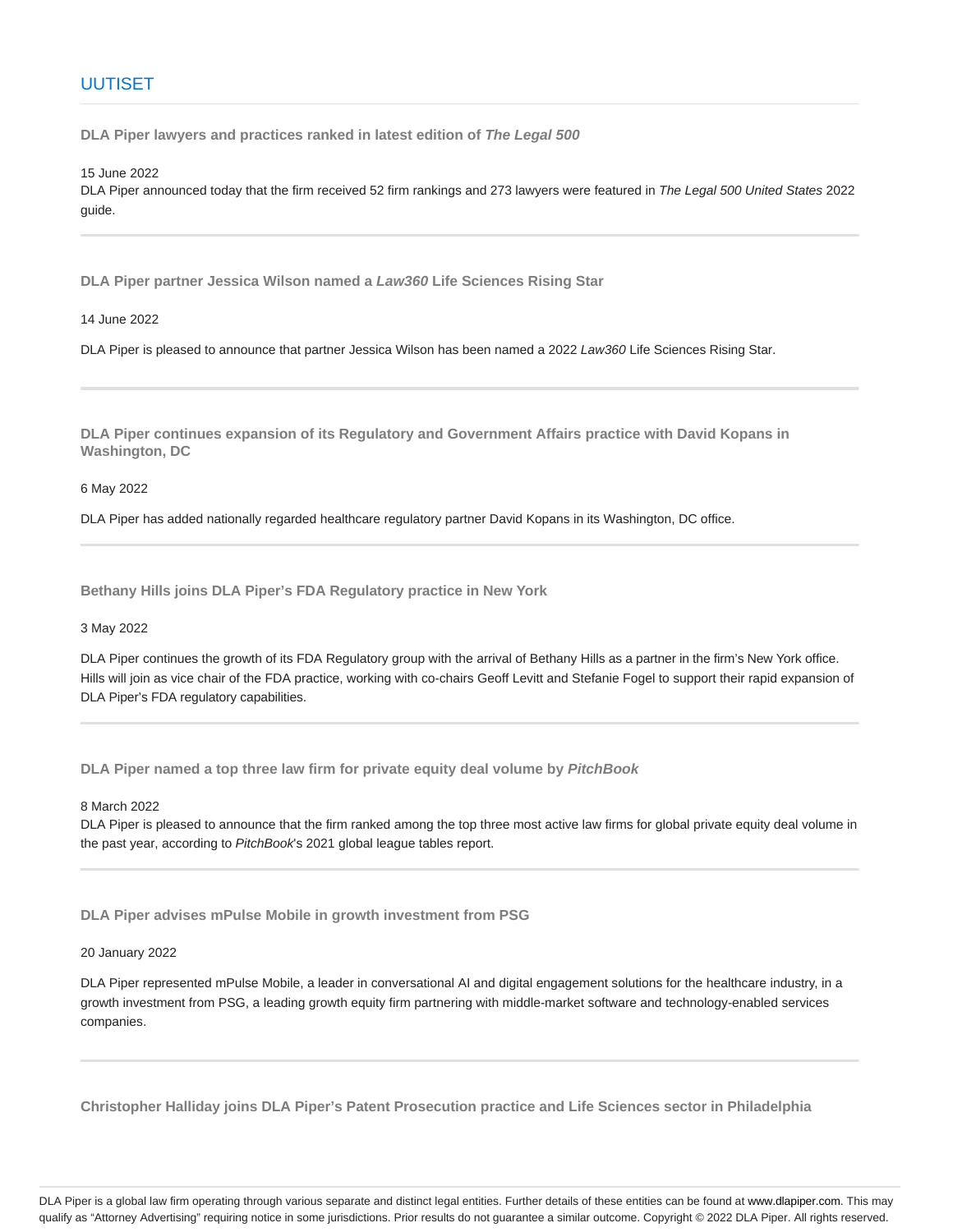## UUTISET

### DLA Piper lawyers and practices ranked in latest edition of *The Legal 500*

15 June 2022

DLA Piper announced today that the firm received 52 firm rankings and 273 lawyers were featured in *The Legal 500 United States* 2022 guide.

### DLA Piper partner Jessica Wilson named a *Law360* Life Sciences Rising Star

14 June 2022

DLA Piper is pleased to announce that partner Jessica Wilson has been named a 2022 *Law360* Life Sciences Rising Star.

### DLA Piper continues expansion of its Regulatory and Government Affairs practice with David Kopans in Washington, DC

6 May 2022

DLA Piper has added nationally regarded healthcare regulatory partner David Kopans in its Washington, DC office.

### Bethany Hills joins DLA Piper's FDA Regulatory practice in New York

3 May 2022

DLA Piper continues the growth of its FDA Regulatory group with the arrival of Bethany Hills as a partner in the firm's New York office. Hills will join as vice chair of the FDA practice, working with co-chairs Geoff Levitt and Stefanie Fogel to support their rapid expansion of DLA Piper's FDA regulatory capabilities.

### DLA Piper named a top three law firm for private equity deal volume by *PitchBook*

8 March 2022

DLA Piper is pleased to announce that the firm ranked among the top three most active law firms for global private equity deal volume in the past year, according to *PitchBook*'s 2021 global league tables report.

### DLA Piper advises mPulse Mobile in growth investment from PSG

20 January 2022

DLA Piper represented mPulse Mobile, a leader in conversational AI and digital engagement solutions for the healthcare industry, in a growth investment from PSG, a leading growth equity firm partnering with middle-market software and technology-enabled services companies.

### Christopher Halliday joins DLA Piper's Patent Prosecution practice and Life Sciences sector in Philadelphia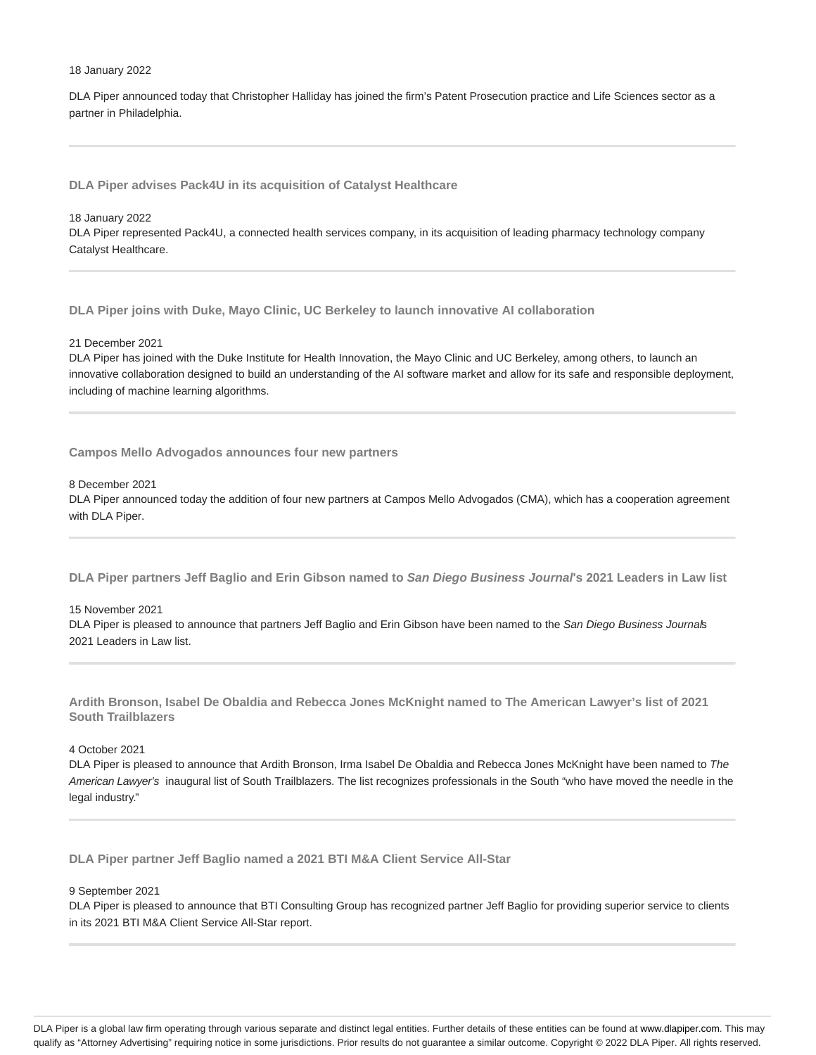18 January 2022

DLA Piper announced today that Christopher Halliday has joined the firm's Patent Prosecution practice and Life Sciences sector as a partner in Philadelphia.

---

### DLA Piper advises Pack4U in its acquisition of Catalyst Healthcare

18 January 2022

DLA Piper represented Pack4U, a connected health services company, in its acquisition of leading pharmacy technology company Catalyst Healthcare.

---

### DLA Piper joins with Duke, Mayo Clinic, UC Berkeley to launch innovative AI collaboration

21 December 2021

DLA Piper has joined with the Duke Institute for Health Innovation, the Mayo Clinic and UC Berkeley, among others, to launch an innovative collaboration designed to build an understanding of the AI software market and allow for its safe and responsible deployment, including of machine learning algorithms.

---

### Campos Mello Advogados announces four new partners

8 December 2021

DLA Piper announced today the addition of four new partners at Campos Mello Advogados (CMA), which has a cooperation agreement with DLA Piper.

---

### DLA Piper partners Jeff Baglio and Erin Gibson named to *San Diego Business Journal*'s 2021 Leaders in Law list

15 November 2021

DLA Piper is pleased to announce that partners Jeff Baglio and Erin Gibson have been named to the *San Diego Business Journal*'s 2021 Leaders in Law list.

---

### Ardith Bronson, Isabel De Obaldia and Rebecca Jones McKnight named to The American Lawyer's list of 2021 South Trailblazers

4 October 2021

DLA Piper is pleased to announce that Ardith Bronson, Irma Isabel De Obaldia and Rebecca Jones McKnight have been named to *The American Lawyer's* inaugural list of South Trailblazers. The list recognizes professionals in the South "who have moved the needle in the legal industry."

---

### DLA Piper partner Jeff Baglio named a 2021 BTI M&A Client Service All-Star

9 September 2021

DLA Piper is pleased to announce that BTI Consulting Group has recognized partner Jeff Baglio for providing superior service to clients in its 2021 BTI M&A Client Service All-Star report.

---

DLA Piper is a global law firm operating through various separate and distinct legal entities. Further details of these entities can be found at www.dlapiper.com. This may qualify as "Attorney Advertising" requiring notice in some jurisdictions. Prior results do not guarantee a similar outcome. Copyright © 2022 DLA Piper. All rights reserved.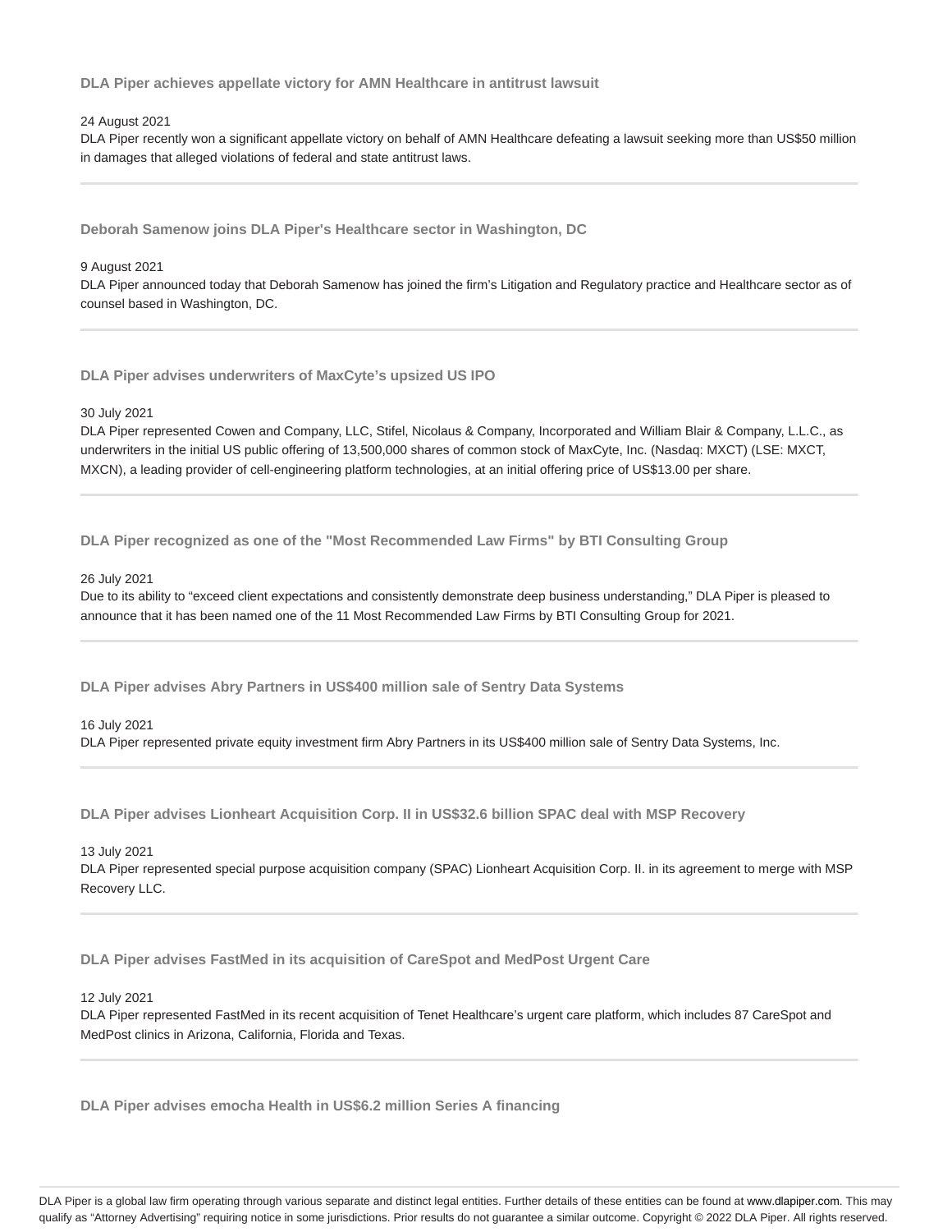### DLA Piper achieves appellate victory for AMN Healthcare in antitrust lawsuit

24 August 2021

DLA Piper recently won a significant appellate victory on behalf of AMN Healthcare defeating a lawsuit seeking more than US$50 million in damages that alleged violations of federal and state antitrust laws.

---

### Deborah Samenow joins DLA Piper's Healthcare sector in Washington, DC

9 August 2021

DLA Piper announced today that Deborah Samenow has joined the firm's Litigation and Regulatory practice and Healthcare sector as of counsel based in Washington, DC.

---

### DLA Piper advises underwriters of MaxCyte's upsized US IPO

30 July 2021

DLA Piper represented Cowen and Company, LLC, Stifel, Nicolaus & Company, Incorporated and William Blair & Company, L.L.C., as underwriters in the initial US public offering of 13,500,000 shares of common stock of MaxCyte, Inc. (Nasdaq: MXCT) (LSE: MXCT, MXCN), a leading provider of cell-engineering platform technologies, at an initial offering price of US$13.00 per share.

---

### DLA Piper recognized as one of the "Most Recommended Law Firms" by BTI Consulting Group

26 July 2021

Due to its ability to "exceed client expectations and consistently demonstrate deep business understanding," DLA Piper is pleased to announce that it has been named one of the 11 Most Recommended Law Firms by BTI Consulting Group for 2021.

---

### DLA Piper advises Abry Partners in US$400 million sale of Sentry Data Systems

16 July 2021

DLA Piper represented private equity investment firm Abry Partners in its US$400 million sale of Sentry Data Systems, Inc.

---

### DLA Piper advises Lionheart Acquisition Corp. II in US$32.6 billion SPAC deal with MSP Recovery

13 July 2021

DLA Piper represented special purpose acquisition company (SPAC) Lionheart Acquisition Corp. II. in its agreement to merge with MSP Recovery LLC.

---

### DLA Piper advises FastMed in its acquisition of CareSpot and MedPost Urgent Care

12 July 2021

DLA Piper represented FastMed in its recent acquisition of Tenet Healthcare's urgent care platform, which includes 87 CareSpot and MedPost clinics in Arizona, California, Florida and Texas.

---

### DLA Piper advises emocha Health in US$6.2 million Series A financing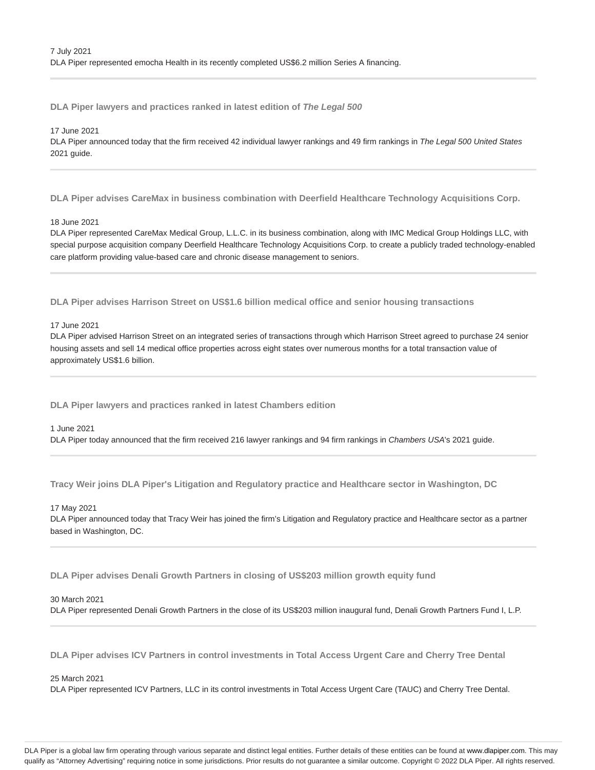7 July 2021
DLA Piper represented emocha Health in its recently completed US$6.2 million Series A financing.

---

### DLA Piper lawyers and practices ranked in latest edition of *The Legal 500*

17 June 2021
DLA Piper announced today that the firm received 42 individual lawyer rankings and 49 firm rankings in *The Legal 500 United States* 2021 guide.

---

### DLA Piper advises CareMax in business combination with Deerfield Healthcare Technology Acquisitions Corp.

18 June 2021
DLA Piper represented CareMax Medical Group, L.L.C. in its business combination, along with IMC Medical Group Holdings LLC, with special purpose acquisition company Deerfield Healthcare Technology Acquisitions Corp. to create a publicly traded technology-enabled care platform providing value-based care and chronic disease management to seniors.

---

### DLA Piper advises Harrison Street on US$1.6 billion medical office and senior housing transactions

17 June 2021
DLA Piper advised Harrison Street on an integrated series of transactions through which Harrison Street agreed to purchase 24 senior housing assets and sell 14 medical office properties across eight states over numerous months for a total transaction value of approximately US$1.6 billion.

---

### DLA Piper lawyers and practices ranked in latest Chambers edition

1 June 2021
DLA Piper today announced that the firm received 216 lawyer rankings and 94 firm rankings in *Chambers USA*'s 2021 guide.

---

### Tracy Weir joins DLA Piper's Litigation and Regulatory practice and Healthcare sector in Washington, DC

17 May 2021
DLA Piper announced today that Tracy Weir has joined the firm's Litigation and Regulatory practice and Healthcare sector as a partner based in Washington, DC.

---

### DLA Piper advises Denali Growth Partners in closing of US$203 million growth equity fund

30 March 2021
DLA Piper represented Denali Growth Partners in the close of its US$203 million inaugural fund, Denali Growth Partners Fund I, L.P.

---

### DLA Piper advises ICV Partners in control investments in Total Access Urgent Care and Cherry Tree Dental

25 March 2021
DLA Piper represented ICV Partners, LLC in its control investments in Total Access Urgent Care (TAUC) and Cherry Tree Dental.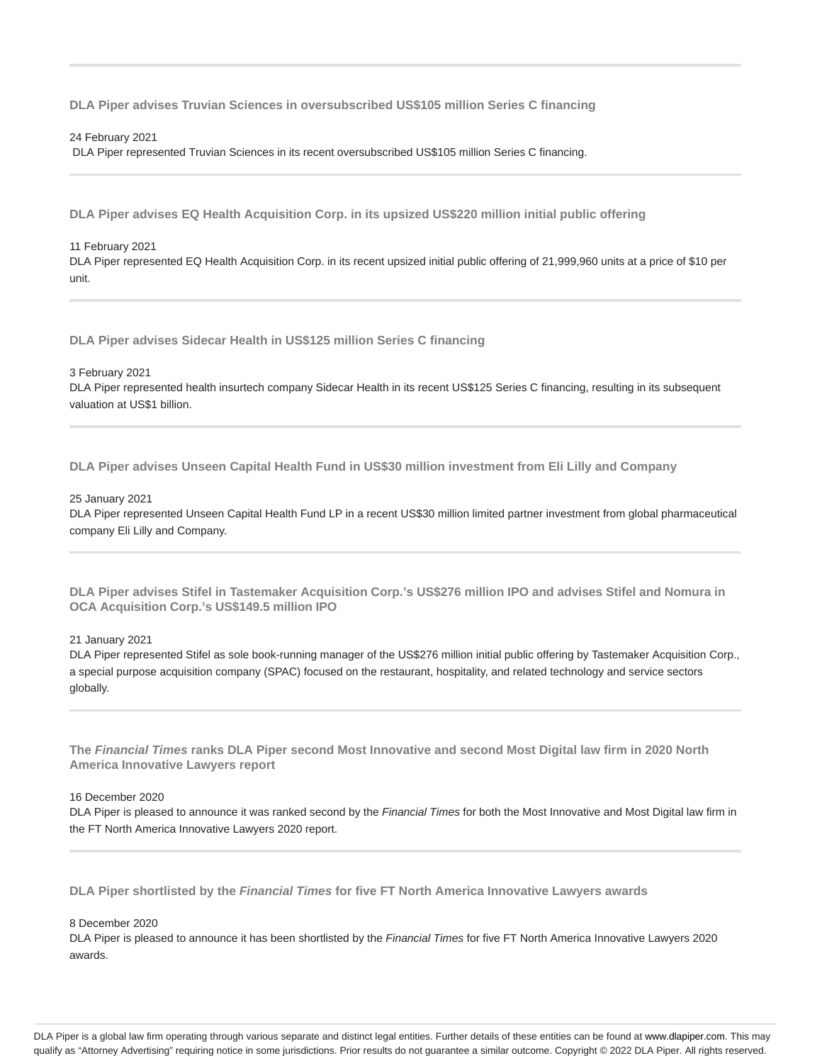---

**DLA Piper advises Truvian Sciences in oversubscribed US$105 million Series C financing**

24 February 2021

DLA Piper represented Truvian Sciences in its recent oversubscribed US$105 million Series C financing.

---

**DLA Piper advises EQ Health Acquisition Corp. in its upsized US$220 million initial public offering**

11 February 2021

DLA Piper represented EQ Health Acquisition Corp. in its recent upsized initial public offering of 21,999,960 units at a price of $10 per unit.

---

**DLA Piper advises Sidecar Health in US$125 million Series C financing**

3 February 2021

DLA Piper represented health insurtech company Sidecar Health in its recent US$125 Series C financing, resulting in its subsequent valuation at US$1 billion.

---

**DLA Piper advises Unseen Capital Health Fund in US$30 million investment from Eli Lilly and Company**

25 January 2021

DLA Piper represented Unseen Capital Health Fund LP in a recent US$30 million limited partner investment from global pharmaceutical company Eli Lilly and Company.

---

**DLA Piper advises Stifel in Tastemaker Acquisition Corp.'s US$276 million IPO and advises Stifel and Nomura in OCA Acquisition Corp.'s US$149.5 million IPO**

21 January 2021

DLA Piper represented Stifel as sole book-running manager of the US$276 million initial public offering by Tastemaker Acquisition Corp., a special purpose acquisition company (SPAC) focused on the restaurant, hospitality, and related technology and service sectors globally.

---

**The *Financial Times* ranks DLA Piper second Most Innovative and second Most Digital law firm in 2020 North America Innovative Lawyers report**

16 December 2020

DLA Piper is pleased to announce it was ranked second by the *Financial Times* for both the Most Innovative and Most Digital law firm in the FT North America Innovative Lawyers 2020 report.

---

**DLA Piper shortlisted by the *Financial Times* for five FT North America Innovative Lawyers awards**

8 December 2020

DLA Piper is pleased to announce it has been shortlisted by the *Financial Times* for five FT North America Innovative Lawyers 2020 awards.

DLA Piper is a global law firm operating through various separate and distinct legal entities. Further details of these entities can be found at www.dlapiper.com. This may qualify as "Attorney Advertising" requiring notice in some jurisdictions. Prior results do not guarantee a similar outcome. Copyright © 2022 DLA Piper. All rights reserved.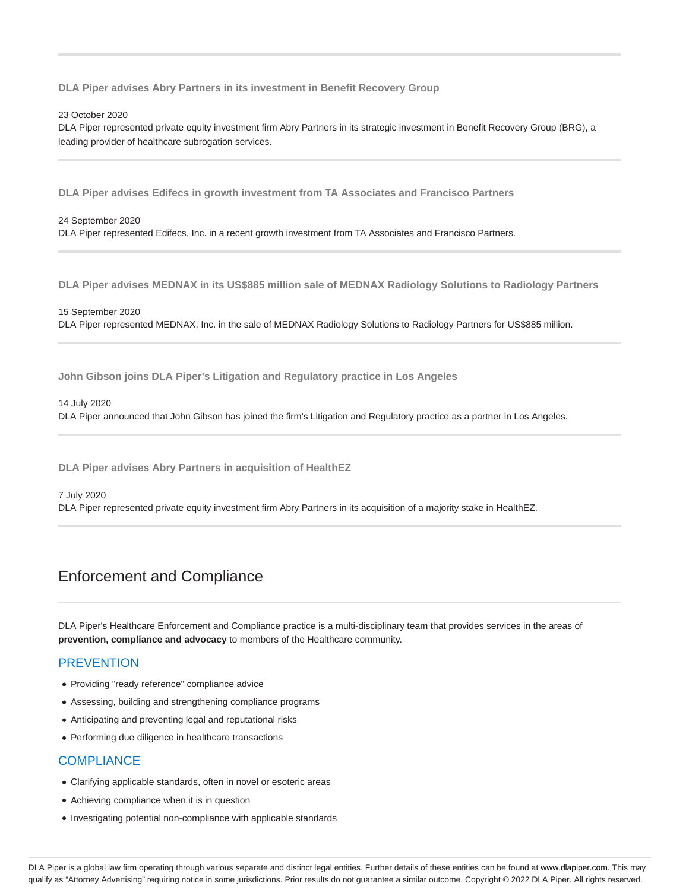**DLA Piper advises Abry Partners in its investment in Benefit Recovery Group**

23 October 2020

DLA Piper represented private equity investment firm Abry Partners in its strategic investment in Benefit Recovery Group (BRG), a leading provider of healthcare subrogation services.

---

**DLA Piper advises Edifecs in growth investment from TA Associates and Francisco Partners**

24 September 2020

DLA Piper represented Edifecs, Inc. in a recent growth investment from TA Associates and Francisco Partners.

---

**DLA Piper advises MEDNAX in its US$885 million sale of MEDNAX Radiology Solutions to Radiology Partners**

15 September 2020

DLA Piper represented MEDNAX, Inc. in the sale of MEDNAX Radiology Solutions to Radiology Partners for US$885 million.

---

**John Gibson joins DLA Piper's Litigation and Regulatory practice in Los Angeles**

14 July 2020

DLA Piper announced that John Gibson has joined the firm's Litigation and Regulatory practice as a partner in Los Angeles.

---

**DLA Piper advises Abry Partners in acquisition of HealthEZ**

7 July 2020

DLA Piper represented private equity investment firm Abry Partners in its acquisition of a majority stake in HealthEZ.

---

## Enforcement and Compliance

DLA Piper's Healthcare Enforcement and Compliance practice is a multi-disciplinary team that provides services in the areas of **prevention, compliance and advocacy** to members of the Healthcare community.

### PREVENTION

- Providing "ready reference" compliance advice
- Assessing, building and strengthening compliance programs
- Anticipating and preventing legal and reputational risks
- Performing due diligence in healthcare transactions

### COMPLIANCE

- Clarifying applicable standards, often in novel or esoteric areas
- Achieving compliance when it is in question
- Investigating potential non-compliance with applicable standards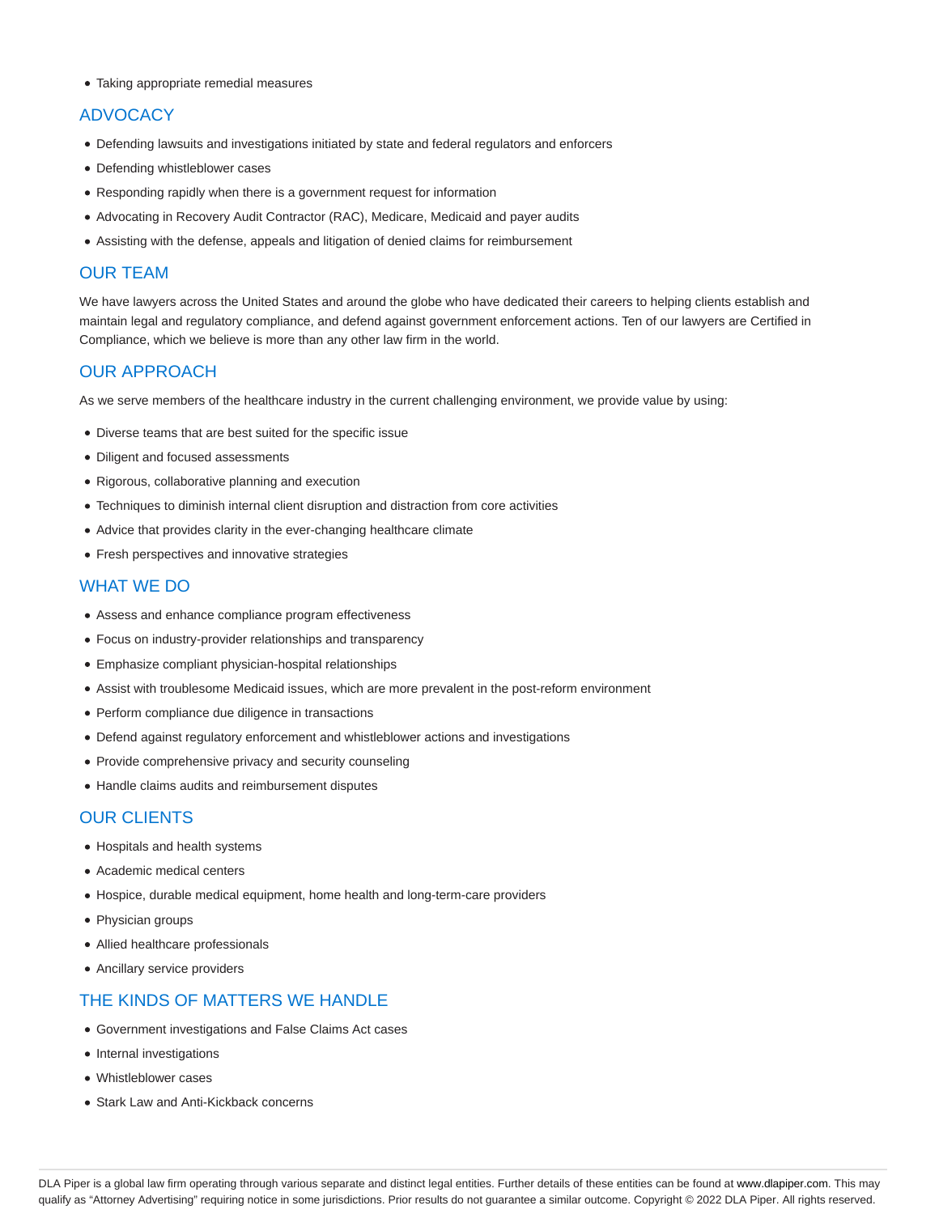- Taking appropriate remedial measures

## ADVOCACY

- Defending lawsuits and investigations initiated by state and federal regulators and enforcers
- Defending whistleblower cases
- Responding rapidly when there is a government request for information
- Advocating in Recovery Audit Contractor (RAC), Medicare, Medicaid and payer audits
- Assisting with the defense, appeals and litigation of denied claims for reimbursement

## OUR TEAM

We have lawyers across the United States and around the globe who have dedicated their careers to helping clients establish and maintain legal and regulatory compliance, and defend against government enforcement actions. Ten of our lawyers are Certified in Compliance, which we believe is more than any other law firm in the world.

## OUR APPROACH

As we serve members of the healthcare industry in the current challenging environment, we provide value by using:

- Diverse teams that are best suited for the specific issue
- Diligent and focused assessments
- Rigorous, collaborative planning and execution
- Techniques to diminish internal client disruption and distraction from core activities
- Advice that provides clarity in the ever-changing healthcare climate
- Fresh perspectives and innovative strategies

## WHAT WE DO

- Assess and enhance compliance program effectiveness
- Focus on industry-provider relationships and transparency
- Emphasize compliant physician-hospital relationships
- Assist with troublesome Medicaid issues, which are more prevalent in the post-reform environment
- Perform compliance due diligence in transactions
- Defend against regulatory enforcement and whistleblower actions and investigations
- Provide comprehensive privacy and security counseling
- Handle claims audits and reimbursement disputes

## OUR CLIENTS

- Hospitals and health systems
- Academic medical centers
- Hospice, durable medical equipment, home health and long-term-care providers
- Physician groups
- Allied healthcare professionals
- Ancillary service providers

## THE KINDS OF MATTERS WE HANDLE

- Government investigations and False Claims Act cases
- Internal investigations
- Whistleblower cases
- Stark Law and Anti-Kickback concerns

DLA Piper is a global law firm operating through various separate and distinct legal entities. Further details of these entities can be found at www.dlapiper.com. This may qualify as "Attorney Advertising" requiring notice in some jurisdictions. Prior results do not guarantee a similar outcome. Copyright © 2022 DLA Piper. All rights reserved.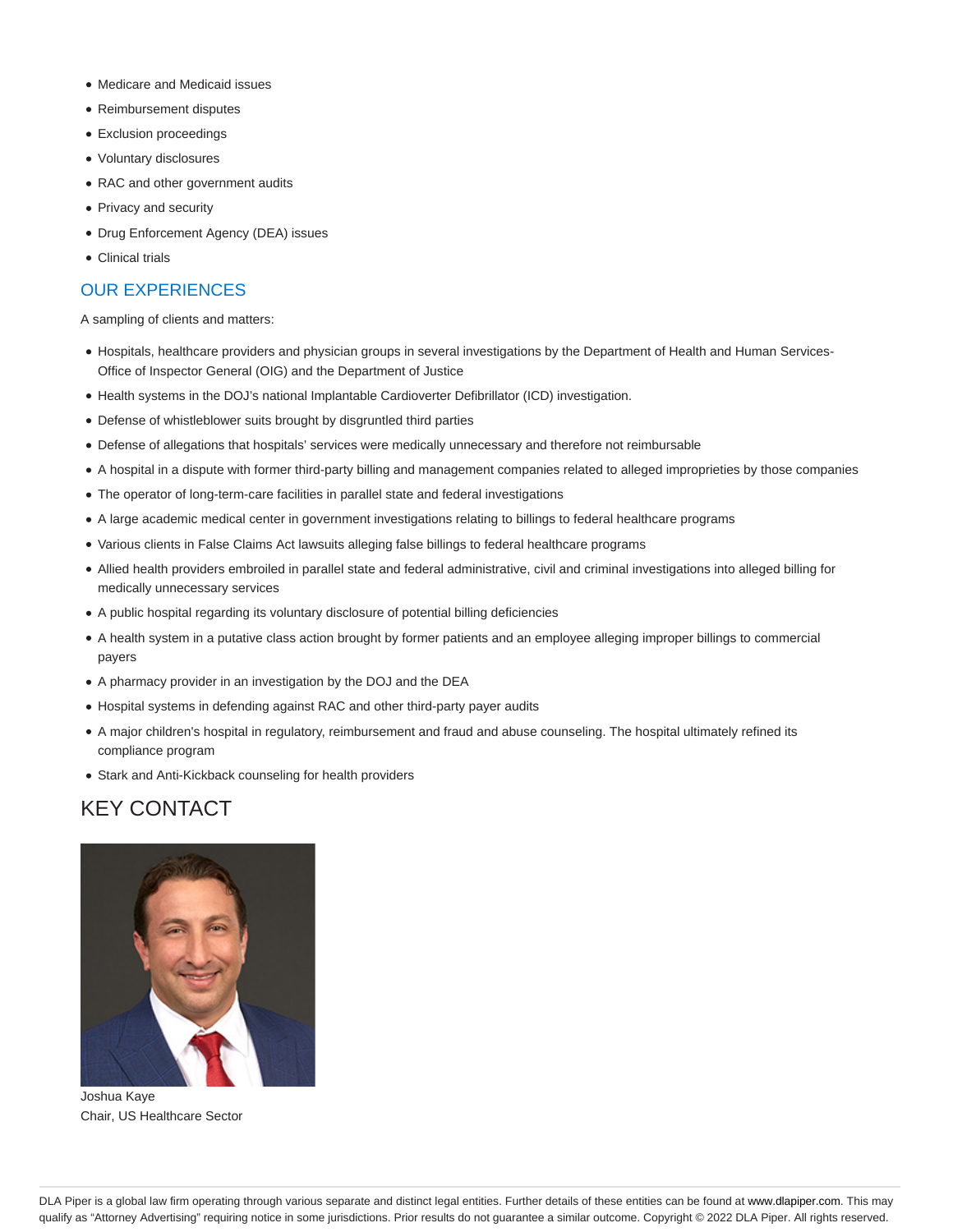- Medicare and Medicaid issues
- Reimbursement disputes
- Exclusion proceedings
- Voluntary disclosures
- RAC and other government audits
- Privacy and security
- Drug Enforcement Agency (DEA) issues
- Clinical trials

## OUR EXPERIENCES

A sampling of clients and matters:

- Hospitals, healthcare providers and physician groups in several investigations by the Department of Health and Human Services-Office of Inspector General (OIG) and the Department of Justice
- Health systems in the DOJ's national Implantable Cardioverter Defibrillator (ICD) investigation.
- Defense of whistleblower suits brought by disgruntled third parties
- Defense of allegations that hospitals' services were medically unnecessary and therefore not reimbursable
- A hospital in a dispute with former third-party billing and management companies related to alleged improprieties by those companies
- The operator of long-term-care facilities in parallel state and federal investigations
- A large academic medical center in government investigations relating to billings to federal healthcare programs
- Various clients in False Claims Act lawsuits alleging false billings to federal healthcare programs
- Allied health providers embroiled in parallel state and federal administrative, civil and criminal investigations into alleged billing for medically unnecessary services
- A public hospital regarding its voluntary disclosure of potential billing deficiencies
- A health system in a putative class action brought by former patients and an employee alleging improper billings to commercial payers
- A pharmacy provider in an investigation by the DOJ and the DEA
- Hospital systems in defending against RAC and other third-party payer audits
- A major children's hospital in regulatory, reimbursement and fraud and abuse counseling. The hospital ultimately refined its compliance program
- Stark and Anti-Kickback counseling for health providers

## KEY CONTACT

Joshua Kaye
Chair, US Healthcare Sector

DLA Piper is a global law firm operating through various separate and distinct legal entities. Further details of these entities can be found at www.dlapiper.com. This may qualify as "Attorney Advertising" requiring notice in some jurisdictions. Prior results do not guarantee a similar outcome. Copyright © 2022 DLA Piper. All rights reserved.